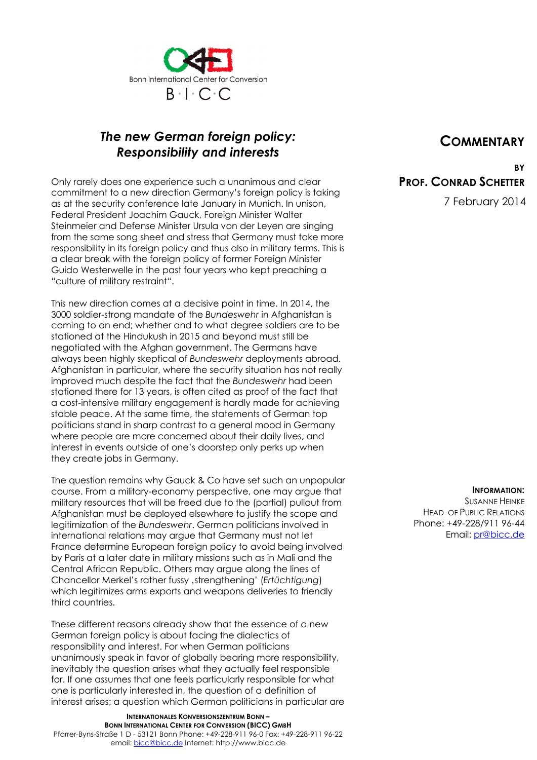Bonn International Center for Conversion

B·I·C·C

# *The new German foreign policy: Responsibility and interests*

**COMMENTARY**

**BY**
**PROF. CONRAD SCHETTER**

7 February 2014

Only rarely does one experience such a unanimous and clear commitment to a new direction Germany's foreign policy is taking as at the security conference late January in Munich. In unison, Federal President Joachim Gauck, Foreign Minister Walter Steinmeier and Defense Minister Ursula von der Leyen are singing from the same song sheet and stress that Germany must take more responsibility in its foreign policy and thus also in military terms. This is a clear break with the foreign policy of former Foreign Minister Guido Westerwelle in the past four years who kept preaching a "culture of military restraint".

This new direction comes at a decisive point in time. In 2014, the 3000 soldier-strong mandate of the *Bundeswehr* in Afghanistan is coming to an end; whether and to what degree soldiers are to be stationed at the Hindukush in 2015 and beyond must still be negotiated with the Afghan government. The Germans have always been highly skeptical of *Bundeswehr* deployments abroad. Afghanistan in particular, where the security situation has not really improved much despite the fact that the *Bundeswehr* had been stationed there for 13 years, is often cited as proof of the fact that a cost-intensive military engagement is hardly made for achieving stable peace. At the same time, the statements of German top politicians stand in sharp contrast to a general mood in Germany where people are more concerned about their daily lives, and interest in events outside of one's doorstep only perks up when they create jobs in Germany.

The question remains why Gauck & Co have set such an unpopular course. From a military-economy perspective, one may argue that military resources that will be freed due to the (partial) pullout from Afghanistan must be deployed elsewhere to justify the scope and legitimization of the *Bundeswehr*. German politicians involved in international relations may argue that Germany must not let France determine European foreign policy to avoid being involved by Paris at a later date in military missions such as in Mali and the Central African Republic. Others may argue along the lines of Chancellor Merkel's rather fussy ‚strengthening' (*Ertüchtigung*) which legitimizes arms exports and weapons deliveries to friendly third countries.

These different reasons already show that the essence of a new German foreign policy is about facing the dialectics of responsibility and interest. For when German politicians unanimously speak in favor of globally bearing more responsibility, inevitably the question arises what they actually feel responsible for. If one assumes that one feels particularly responsible for what one is particularly interested in, the question of a definition of interest arises; a question which German politicians in particular are

**INFORMATION:**
SUSANNE HEINKE
HEAD OF PUBLIC RELATIONS
Phone: +49-228/911 96-44
Email: pr@bicc.de

**INTERNATIONALES KONVERSIONSZENTRUM BONN –**
**BONN INTERNATIONAL CENTER FOR CONVERSION (BICC) GMBH**
Pfarrer-Byns-Straße 1 D - 53121 Bonn Phone: +49-228-911 96-0 Fax: +49-228-911 96-22
email: bicc@bicc.de Internet: http://www.bicc.de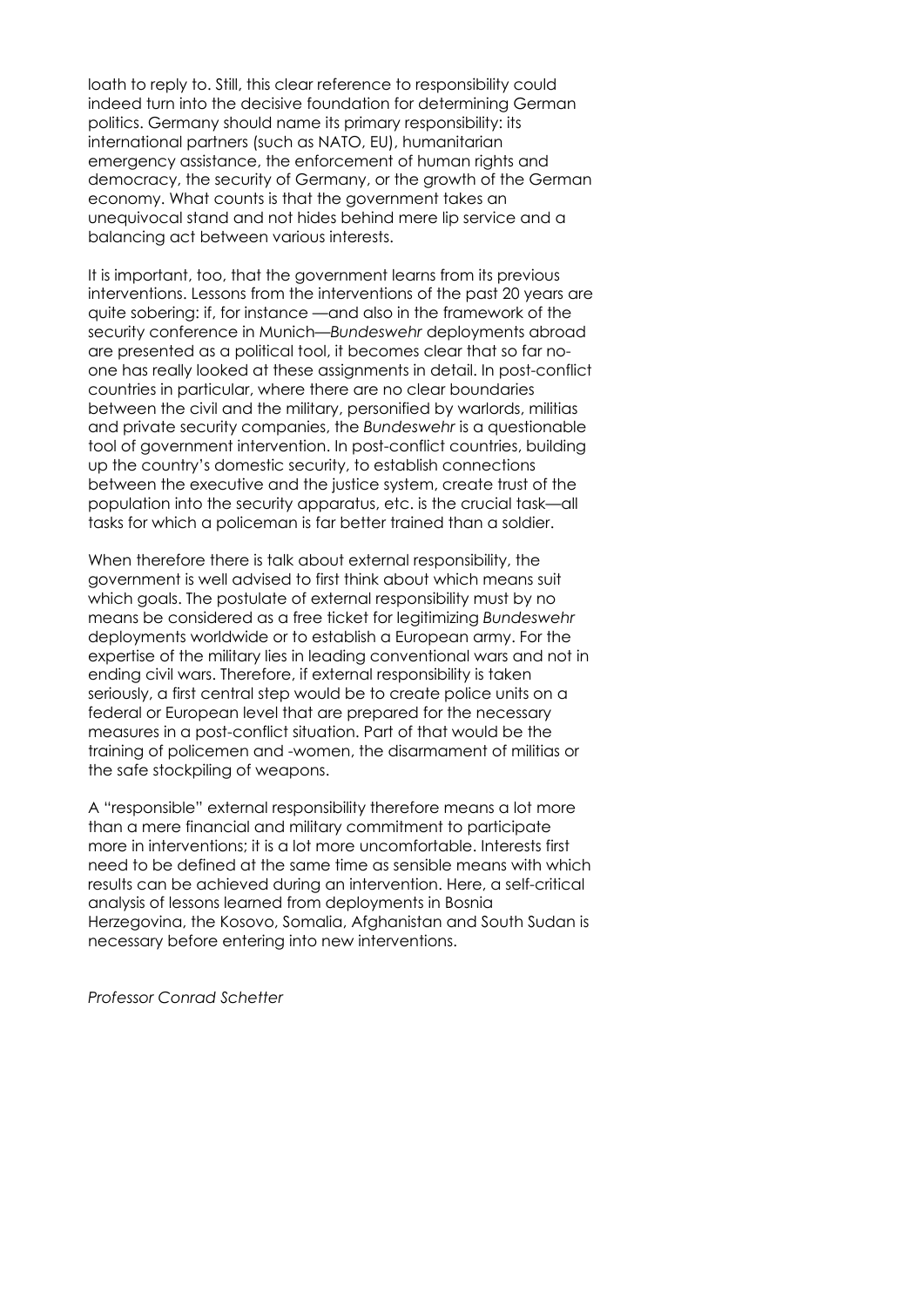loath to reply to. Still, this clear reference to responsibility could indeed turn into the decisive foundation for determining German politics. Germany should name its primary responsibility: its international partners (such as NATO, EU), humanitarian emergency assistance, the enforcement of human rights and democracy, the security of Germany, or the growth of the German economy. What counts is that the government takes an unequivocal stand and not hides behind mere lip service and a balancing act between various interests.

It is important, too, that the government learns from its previous interventions. Lessons from the interventions of the past 20 years are quite sobering: if, for instance —and also in the framework of the security conference in Munich—*Bundeswehr* deployments abroad are presented as a political tool, it becomes clear that so far no-one has really looked at these assignments in detail. In post-conflict countries in particular, where there are no clear boundaries between the civil and the military, personified by warlords, militias and private security companies, the *Bundeswehr* is a questionable tool of government intervention. In post-conflict countries, building up the country's domestic security, to establish connections between the executive and the justice system, create trust of the population into the security apparatus, etc. is the crucial task—all tasks for which a policeman is far better trained than a soldier.

When therefore there is talk about external responsibility, the government is well advised to first think about which means suit which goals. The postulate of external responsibility must by no means be considered as a free ticket for legitimizing *Bundeswehr* deployments worldwide or to establish a European army. For the expertise of the military lies in leading conventional wars and not in ending civil wars. Therefore, if external responsibility is taken seriously, a first central step would be to create police units on a federal or European level that are prepared for the necessary measures in a post-conflict situation. Part of that would be the training of policemen and -women, the disarmament of militias or the safe stockpiling of weapons.

A "responsible" external responsibility therefore means a lot more than a mere financial and military commitment to participate more in interventions; it is a lot more uncomfortable. Interests first need to be defined at the same time as sensible means with which results can be achieved during an intervention. Here, a self-critical analysis of lessons learned from deployments in Bosnia Herzegovina, the Kosovo, Somalia, Afghanistan and South Sudan is necessary before entering into new interventions.

*Professor Conrad Schetter*